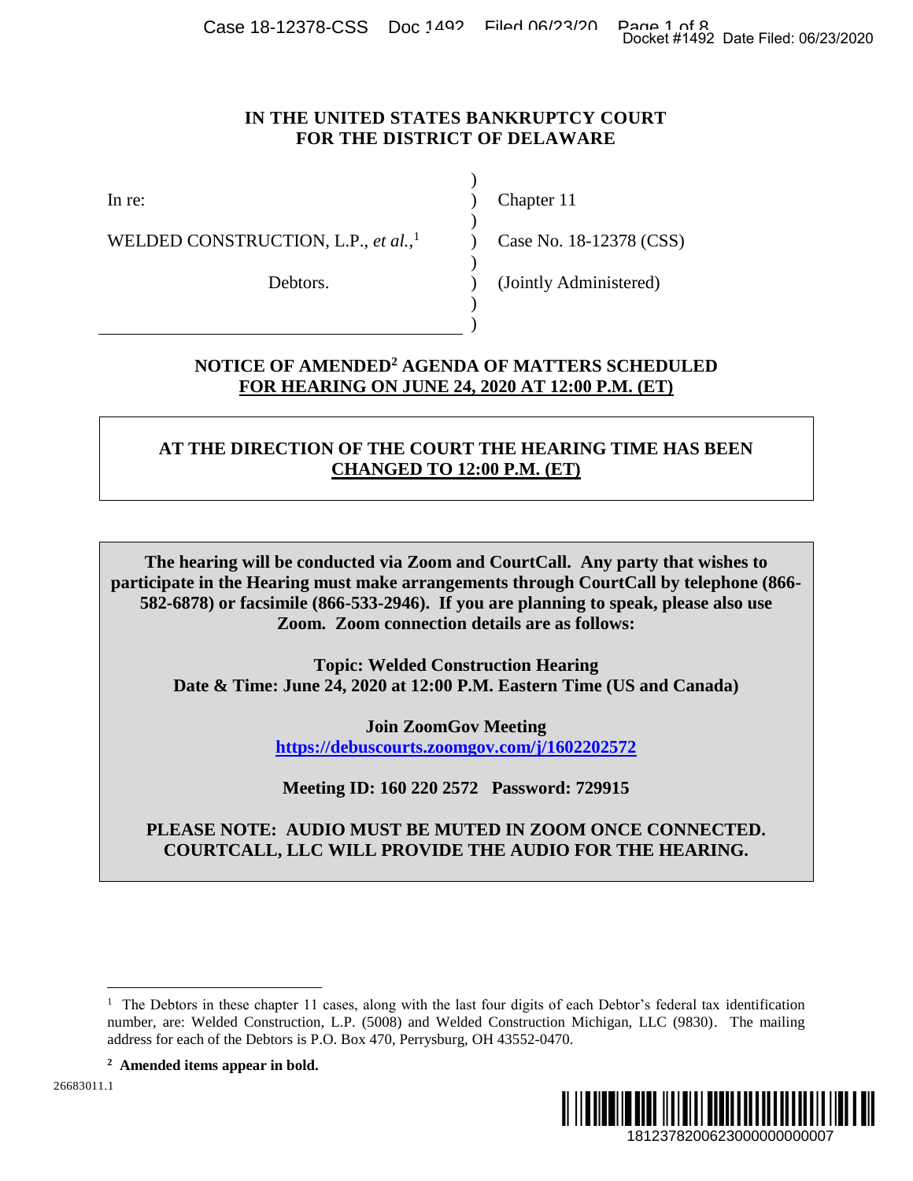# IN THE UNITED STATES BANKRUPTCY COURT
# FOR THE DISTRICT OF DELAWARE

| | | |
|---|---|---|
| In re: | ) | Chapter 11 |
| WELDED CONSTRUCTION, L.P., *et al.*,[1] | ) | Case No. 18-12378 (CSS) |
| Debtors. | ) | (Jointly Administered) |

## NOTICE OF AMENDED[2] AGENDA OF MATTERS SCHEDULED FOR HEARING ON JUNE 24, 2020 AT 12:00 P.M. (ET)

**AT THE DIRECTION OF THE COURT THE HEARING TIME HAS BEEN CHANGED TO 12:00 P.M. (ET)**

**The hearing will be conducted via Zoom and CourtCall. Any party that wishes to participate in the Hearing must make arrangements through CourtCall by telephone (866-582-6878) or facsimile (866-533-2946). If you are planning to speak, please also use Zoom. Zoom connection details are as follows:**

**Topic: Welded Construction Hearing**
**Date & Time: June 24, 2020 at 12:00 P.M. Eastern Time (US and Canada)**

**Join ZoomGov Meeting**
**https://debuscourts.zoomgov.com/j/1602202572**

**Meeting ID: 160 220 2572 Password: 729915**

**PLEASE NOTE: AUDIO MUST BE MUTED IN ZOOM ONCE CONNECTED. COURTCALL, LLC WILL PROVIDE THE AUDIO FOR THE HEARING.**

---

[1] The Debtors in these chapter 11 cases, along with the last four digits of each Debtor's federal tax identification number, are: Welded Construction, L.P. (5008) and Welded Construction Michigan, LLC (9830). The mailing address for each of the Debtors is P.O. Box 470, Perrysburg, OH 43552-0470.

[2] **Amended items appear in bold.**

26683011.1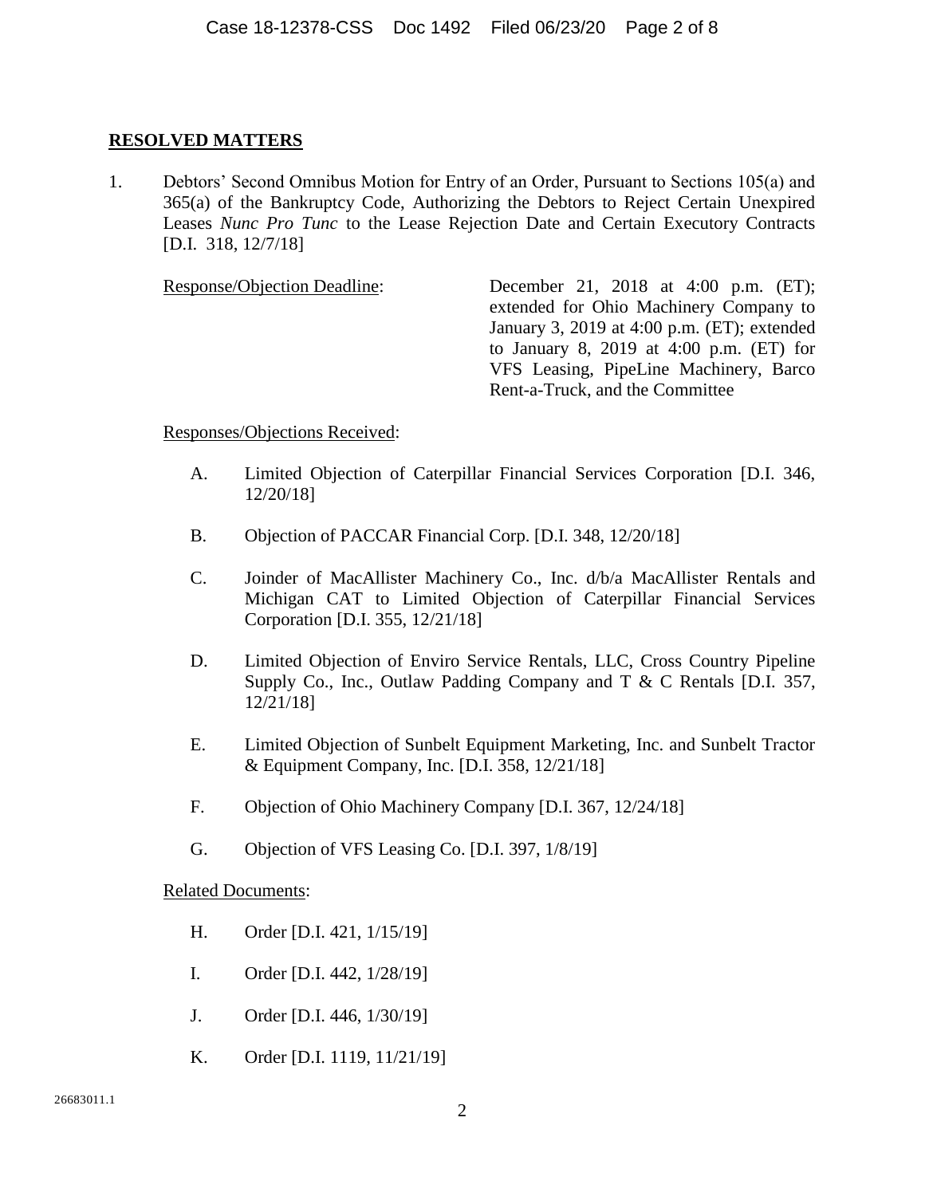**RESOLVED MATTERS**

1. Debtors' Second Omnibus Motion for Entry of an Order, Pursuant to Sections 105(a) and 365(a) of the Bankruptcy Code, Authorizing the Debtors to Reject Certain Unexpired Leases *Nunc Pro Tunc* to the Lease Rejection Date and Certain Executory Contracts [D.I. 318, 12/7/18]

   Response/Objection Deadline: December 21, 2018 at 4:00 p.m. (ET); extended for Ohio Machinery Company to January 3, 2019 at 4:00 p.m. (ET); extended to January 8, 2019 at 4:00 p.m. (ET) for VFS Leasing, PipeLine Machinery, Barco Rent-a-Truck, and the Committee

   Responses/Objections Received:

   A. Limited Objection of Caterpillar Financial Services Corporation [D.I. 346, 12/20/18]

   B. Objection of PACCAR Financial Corp. [D.I. 348, 12/20/18]

   C. Joinder of MacAllister Machinery Co., Inc. d/b/a MacAllister Rentals and Michigan CAT to Limited Objection of Caterpillar Financial Services Corporation [D.I. 355, 12/21/18]

   D. Limited Objection of Enviro Service Rentals, LLC, Cross Country Pipeline Supply Co., Inc., Outlaw Padding Company and T & C Rentals [D.I. 357, 12/21/18]

   E. Limited Objection of Sunbelt Equipment Marketing, Inc. and Sunbelt Tractor & Equipment Company, Inc. [D.I. 358, 12/21/18]

   F. Objection of Ohio Machinery Company [D.I. 367, 12/24/18]

   G. Objection of VFS Leasing Co. [D.I. 397, 1/8/19]

   Related Documents:

   H. Order [D.I. 421, 1/15/19]

   I. Order [D.I. 442, 1/28/19]

   J. Order [D.I. 446, 1/30/19]

   K. Order [D.I. 1119, 11/21/19]

26683011.1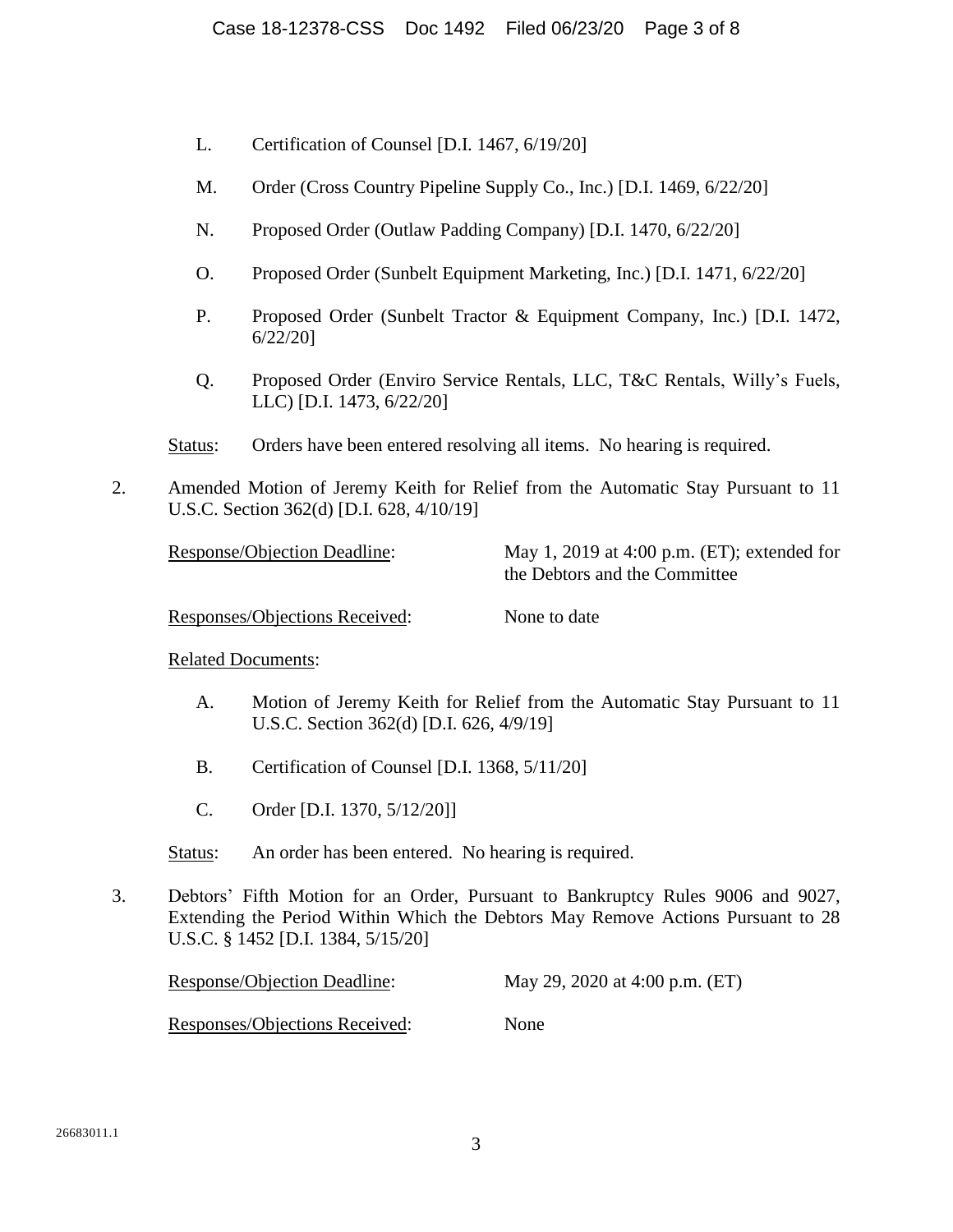L. Certification of Counsel [D.I. 1467, 6/19/20]

M. Order (Cross Country Pipeline Supply Co., Inc.) [D.I. 1469, 6/22/20]

N. Proposed Order (Outlaw Padding Company) [D.I. 1470, 6/22/20]

O. Proposed Order (Sunbelt Equipment Marketing, Inc.) [D.I. 1471, 6/22/20]

P. Proposed Order (Sunbelt Tractor & Equipment Company, Inc.) [D.I. 1472, 6/22/20]

Q. Proposed Order (Enviro Service Rentals, LLC, T&C Rentals, Willy's Fuels, LLC) [D.I. 1473, 6/22/20]

Status: Orders have been entered resolving all items. No hearing is required.

2. Amended Motion of Jeremy Keith for Relief from the Automatic Stay Pursuant to 11 U.S.C. Section 362(d) [D.I. 628, 4/10/19]

Response/Objection Deadline: May 1, 2019 at 4:00 p.m. (ET); extended for the Debtors and the Committee

Responses/Objections Received: None to date

Related Documents:

A. Motion of Jeremy Keith for Relief from the Automatic Stay Pursuant to 11 U.S.C. Section 362(d) [D.I. 626, 4/9/19]

B. Certification of Counsel [D.I. 1368, 5/11/20]

C. Order [D.I. 1370, 5/12/20]]

Status: An order has been entered. No hearing is required.

3. Debtors' Fifth Motion for an Order, Pursuant to Bankruptcy Rules 9006 and 9027, Extending the Period Within Which the Debtors May Remove Actions Pursuant to 28 U.S.C. § 1452 [D.I. 1384, 5/15/20]

Response/Objection Deadline: May 29, 2020 at 4:00 p.m. (ET)

Responses/Objections Received: None

26683011.1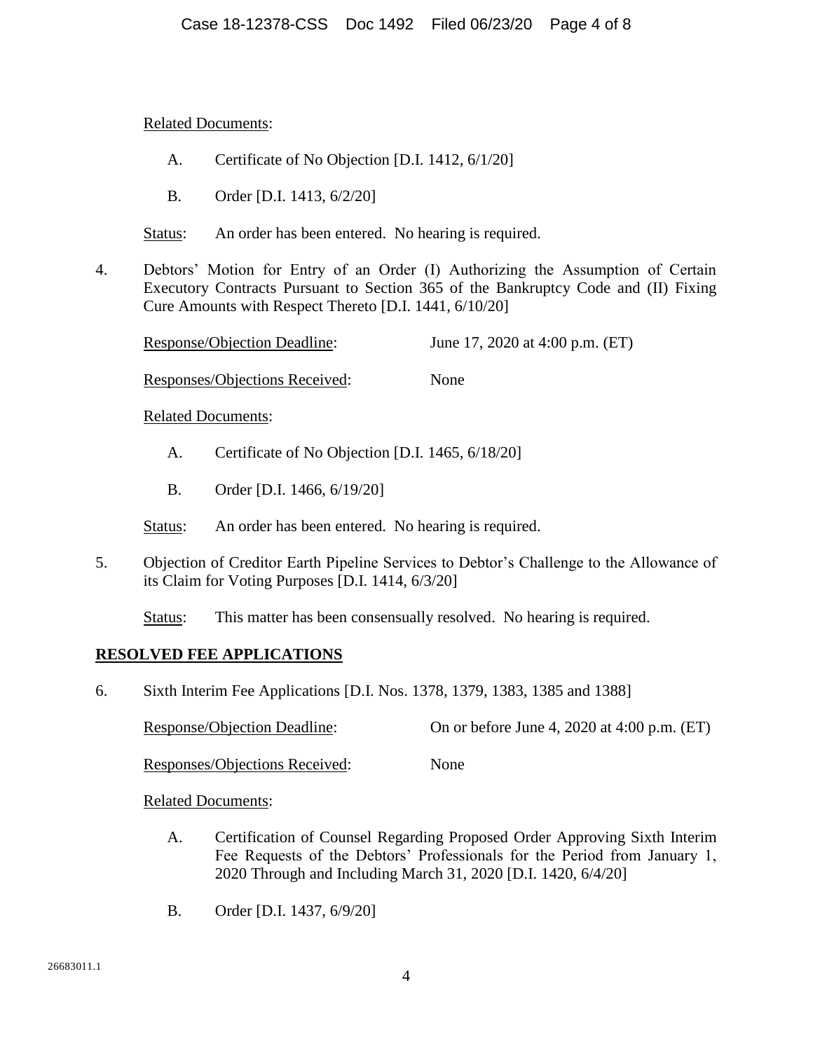Related Documents:

A. Certificate of No Objection [D.I. 1412, 6/1/20]

B. Order [D.I. 1413, 6/2/20]

Status: An order has been entered. No hearing is required.

4. Debtors' Motion for Entry of an Order (I) Authorizing the Assumption of Certain Executory Contracts Pursuant to Section 365 of the Bankruptcy Code and (II) Fixing Cure Amounts with Respect Thereto [D.I. 1441, 6/10/20]

Response/Objection Deadline: June 17, 2020 at 4:00 p.m. (ET)

Responses/Objections Received: None

Related Documents:

A. Certificate of No Objection [D.I. 1465, 6/18/20]

B. Order [D.I. 1466, 6/19/20]

Status: An order has been entered. No hearing is required.

5. Objection of Creditor Earth Pipeline Services to Debtor's Challenge to the Allowance of its Claim for Voting Purposes [D.I. 1414, 6/3/20]

Status: This matter has been consensually resolved. No hearing is required.

## RESOLVED FEE APPLICATIONS

6. Sixth Interim Fee Applications [D.I. Nos. 1378, 1379, 1383, 1385 and 1388]

Response/Objection Deadline: On or before June 4, 2020 at 4:00 p.m. (ET)

Responses/Objections Received: None

Related Documents:

A. Certification of Counsel Regarding Proposed Order Approving Sixth Interim Fee Requests of the Debtors' Professionals for the Period from January 1, 2020 Through and Including March 31, 2020 [D.I. 1420, 6/4/20]

B. Order [D.I. 1437, 6/9/20]

26683011.1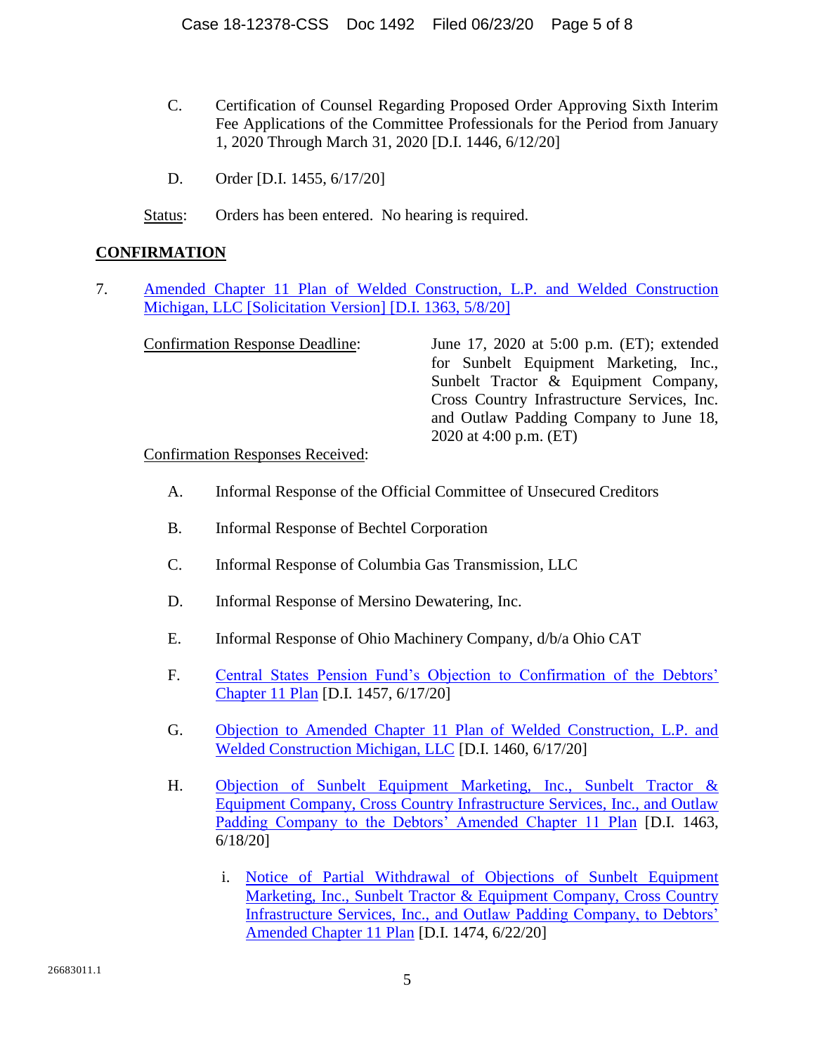C. Certification of Counsel Regarding Proposed Order Approving Sixth Interim Fee Applications of the Committee Professionals for the Period from January 1, 2020 Through March 31, 2020 [D.I. 1446, 6/12/20]

D. Order [D.I. 1455, 6/17/20]

Status: Orders has been entered. No hearing is required.

## CONFIRMATION

7. Amended Chapter 11 Plan of Welded Construction, L.P. and Welded Construction Michigan, LLC [Solicitation Version] [D.I. 1363, 5/8/20]

Confirmation Response Deadline: June 17, 2020 at 5:00 p.m. (ET); extended for Sunbelt Equipment Marketing, Inc., Sunbelt Tractor & Equipment Company, Cross Country Infrastructure Services, Inc. and Outlaw Padding Company to June 18, 2020 at 4:00 p.m. (ET)

Confirmation Responses Received:

A. Informal Response of the Official Committee of Unsecured Creditors

B. Informal Response of Bechtel Corporation

C. Informal Response of Columbia Gas Transmission, LLC

D. Informal Response of Mersino Dewatering, Inc.

E. Informal Response of Ohio Machinery Company, d/b/a Ohio CAT

F. Central States Pension Fund's Objection to Confirmation of the Debtors' Chapter 11 Plan [D.I. 1457, 6/17/20]

G. Objection to Amended Chapter 11 Plan of Welded Construction, L.P. and Welded Construction Michigan, LLC [D.I. 1460, 6/17/20]

H. Objection of Sunbelt Equipment Marketing, Inc., Sunbelt Tractor & Equipment Company, Cross Country Infrastructure Services, Inc., and Outlaw Padding Company to the Debtors' Amended Chapter 11 Plan [D.I. 1463, 6/18/20]

   i. Notice of Partial Withdrawal of Objections of Sunbelt Equipment Marketing, Inc., Sunbelt Tractor & Equipment Company, Cross Country Infrastructure Services, Inc., and Outlaw Padding Company, to Debtors' Amended Chapter 11 Plan [D.I. 1474, 6/22/20]

26683011.1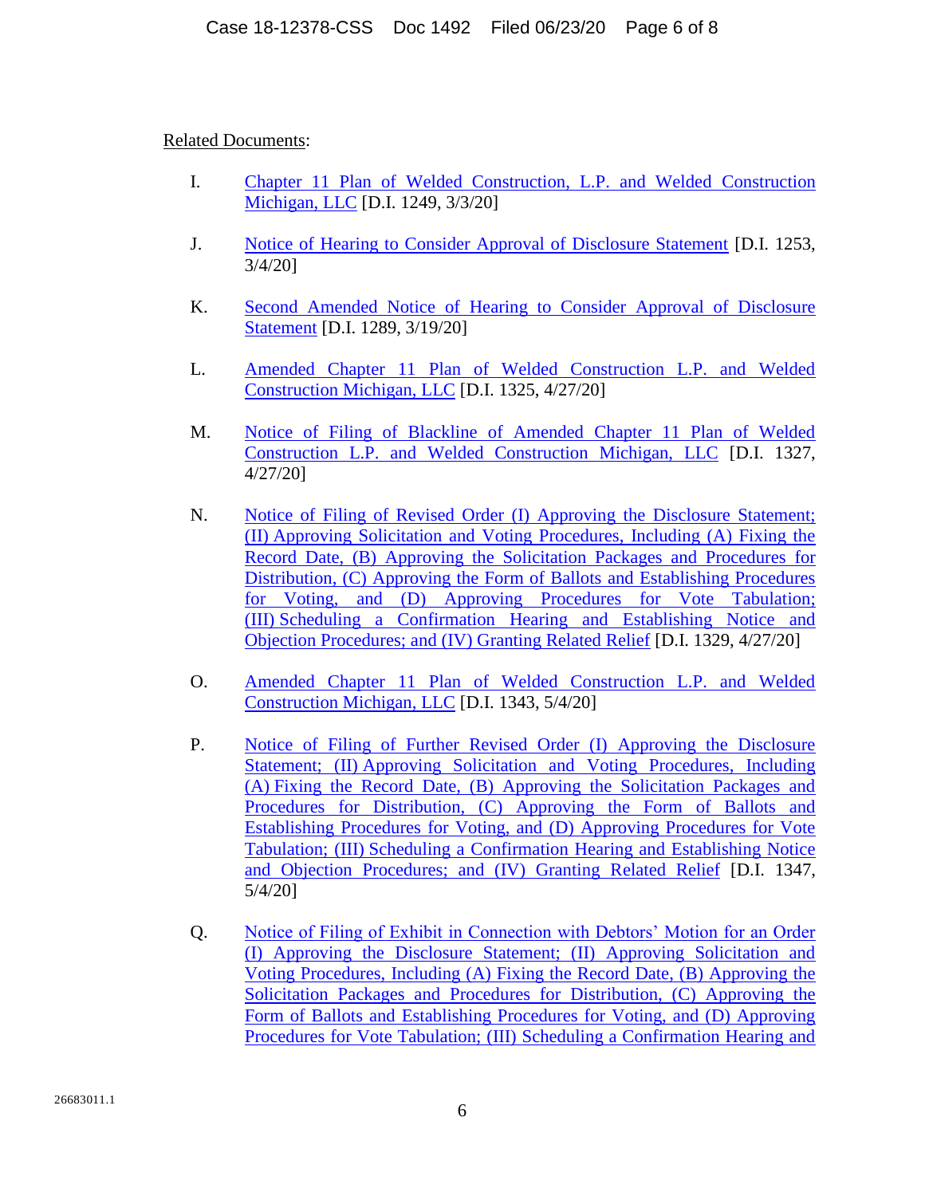Related Documents:

I. Chapter 11 Plan of Welded Construction, L.P. and Welded Construction Michigan, LLC [D.I. 1249, 3/3/20]

J. Notice of Hearing to Consider Approval of Disclosure Statement [D.I. 1253, 3/4/20]

K. Second Amended Notice of Hearing to Consider Approval of Disclosure Statement [D.I. 1289, 3/19/20]

L. Amended Chapter 11 Plan of Welded Construction L.P. and Welded Construction Michigan, LLC [D.I. 1325, 4/27/20]

M. Notice of Filing of Blackline of Amended Chapter 11 Plan of Welded Construction L.P. and Welded Construction Michigan, LLC [D.I. 1327, 4/27/20]

N. Notice of Filing of Revised Order (I) Approving the Disclosure Statement; (II) Approving Solicitation and Voting Procedures, Including (A) Fixing the Record Date, (B) Approving the Solicitation Packages and Procedures for Distribution, (C) Approving the Form of Ballots and Establishing Procedures for Voting, and (D) Approving Procedures for Vote Tabulation; (III) Scheduling a Confirmation Hearing and Establishing Notice and Objection Procedures; and (IV) Granting Related Relief [D.I. 1329, 4/27/20]

O. Amended Chapter 11 Plan of Welded Construction L.P. and Welded Construction Michigan, LLC [D.I. 1343, 5/4/20]

P. Notice of Filing of Further Revised Order (I) Approving the Disclosure Statement; (II) Approving Solicitation and Voting Procedures, Including (A) Fixing the Record Date, (B) Approving the Solicitation Packages and Procedures for Distribution, (C) Approving the Form of Ballots and Establishing Procedures for Voting, and (D) Approving Procedures for Vote Tabulation; (III) Scheduling a Confirmation Hearing and Establishing Notice and Objection Procedures; and (IV) Granting Related Relief [D.I. 1347, 5/4/20]

Q. Notice of Filing of Exhibit in Connection with Debtors' Motion for an Order (I) Approving the Disclosure Statement; (II) Approving Solicitation and Voting Procedures, Including (A) Fixing the Record Date, (B) Approving the Solicitation Packages and Procedures for Distribution, (C) Approving the Form of Ballots and Establishing Procedures for Voting, and (D) Approving Procedures for Vote Tabulation; (III) Scheduling a Confirmation Hearing and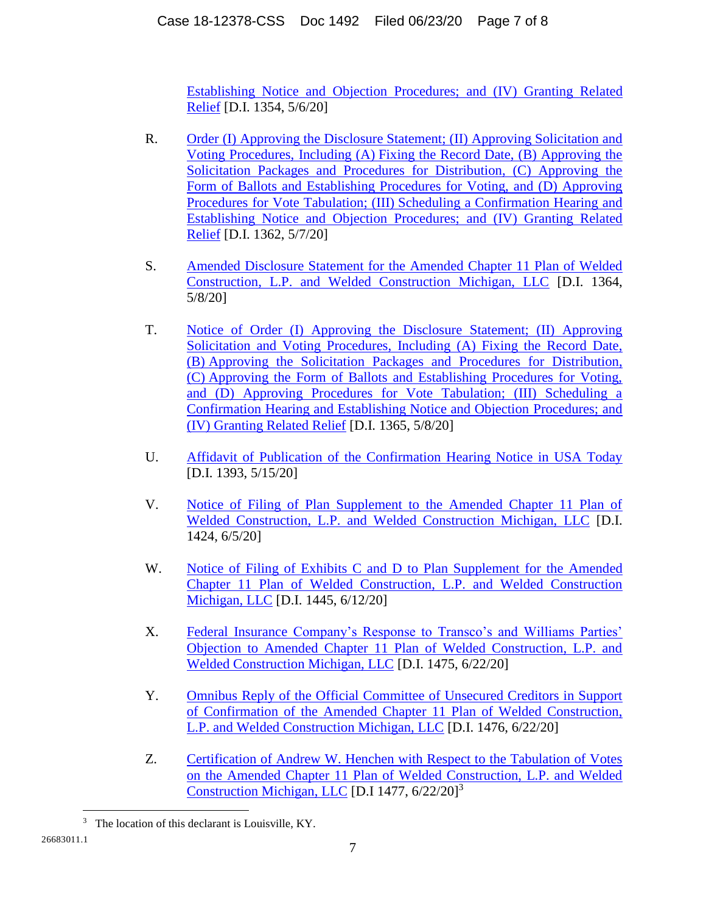Establishing Notice and Objection Procedures; and (IV) Granting Related Relief [D.I. 1354, 5/6/20]

R. Order (I) Approving the Disclosure Statement; (II) Approving Solicitation and Voting Procedures, Including (A) Fixing the Record Date, (B) Approving the Solicitation Packages and Procedures for Distribution, (C) Approving the Form of Ballots and Establishing Procedures for Voting, and (D) Approving Procedures for Vote Tabulation; (III) Scheduling a Confirmation Hearing and Establishing Notice and Objection Procedures; and (IV) Granting Related Relief [D.I. 1362, 5/7/20]

S. Amended Disclosure Statement for the Amended Chapter 11 Plan of Welded Construction, L.P. and Welded Construction Michigan, LLC [D.I. 1364, 5/8/20]

T. Notice of Order (I) Approving the Disclosure Statement; (II) Approving Solicitation and Voting Procedures, Including (A) Fixing the Record Date, (B) Approving the Solicitation Packages and Procedures for Distribution, (C) Approving the Form of Ballots and Establishing Procedures for Voting, and (D) Approving Procedures for Vote Tabulation; (III) Scheduling a Confirmation Hearing and Establishing Notice and Objection Procedures; and (IV) Granting Related Relief [D.I. 1365, 5/8/20]

U. Affidavit of Publication of the Confirmation Hearing Notice in USA Today [D.I. 1393, 5/15/20]

V. Notice of Filing of Plan Supplement to the Amended Chapter 11 Plan of Welded Construction, L.P. and Welded Construction Michigan, LLC [D.I. 1424, 6/5/20]

W. Notice of Filing of Exhibits C and D to Plan Supplement for the Amended Chapter 11 Plan of Welded Construction, L.P. and Welded Construction Michigan, LLC [D.I. 1445, 6/12/20]

X. Federal Insurance Company's Response to Transco's and Williams Parties' Objection to Amended Chapter 11 Plan of Welded Construction, L.P. and Welded Construction Michigan, LLC [D.I. 1475, 6/22/20]

Y. Omnibus Reply of the Official Committee of Unsecured Creditors in Support of Confirmation of the Amended Chapter 11 Plan of Welded Construction, L.P. and Welded Construction Michigan, LLC [D.I. 1476, 6/22/20]

Z. Certification of Andrew W. Henchen with Respect to the Tabulation of Votes on the Amended Chapter 11 Plan of Welded Construction, L.P. and Welded Construction Michigan, LLC [D.I 1477, 6/22/20][3]

[3] The location of this declarant is Louisville, KY.

26683011.1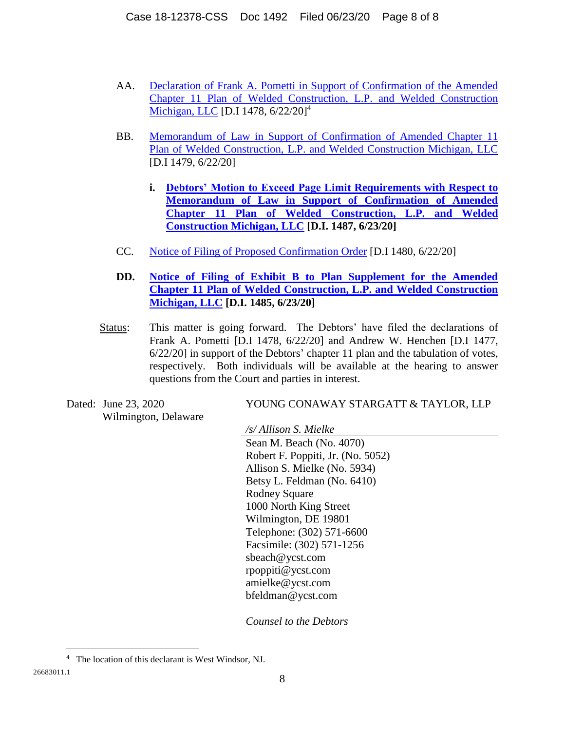AA. Declaration of Frank A. Pometti in Support of Confirmation of the Amended Chapter 11 Plan of Welded Construction, L.P. and Welded Construction Michigan, LLC [D.I 1478, 6/22/20][4]

BB. Memorandum of Law in Support of Confirmation of Amended Chapter 11 Plan of Welded Construction, L.P. and Welded Construction Michigan, LLC [D.I 1479, 6/22/20]

**i. Debtors' Motion to Exceed Page Limit Requirements with Respect to Memorandum of Law in Support of Confirmation of Amended Chapter 11 Plan of Welded Construction, L.P. and Welded Construction Michigan, LLC [D.I. 1487, 6/23/20]**

CC. Notice of Filing of Proposed Confirmation Order [D.I 1480, 6/22/20]

**DD. Notice of Filing of Exhibit B to Plan Supplement for the Amended Chapter 11 Plan of Welded Construction, L.P. and Welded Construction Michigan, LLC [D.I. 1485, 6/23/20]**

Status: This matter is going forward. The Debtors' have filed the declarations of Frank A. Pometti [D.I 1478, 6/22/20] and Andrew W. Henchen [D.I 1477, 6/22/20] in support of the Debtors' chapter 11 plan and the tabulation of votes, respectively. Both individuals will be available at the hearing to answer questions from the Court and parties in interest.

Dated: June 23, 2020
Wilmington, Delaware

YOUNG CONAWAY STARGATT & TAYLOR, LLP

*/s/ Allison S. Mielke*
Sean M. Beach (No. 4070)
Robert F. Poppiti, Jr. (No. 5052)
Allison S. Mielke (No. 5934)
Betsy L. Feldman (No. 6410)
Rodney Square
1000 North King Street
Wilmington, DE 19801
Telephone: (302) 571-6600
Facsimile: (302) 571-1256
sbeach@ycst.com
rpoppiti@ycst.com
amielke@ycst.com
bfeldman@ycst.com

*Counsel to the Debtors*

[4] The location of this declarant is West Windsor, NJ.

26683011.1